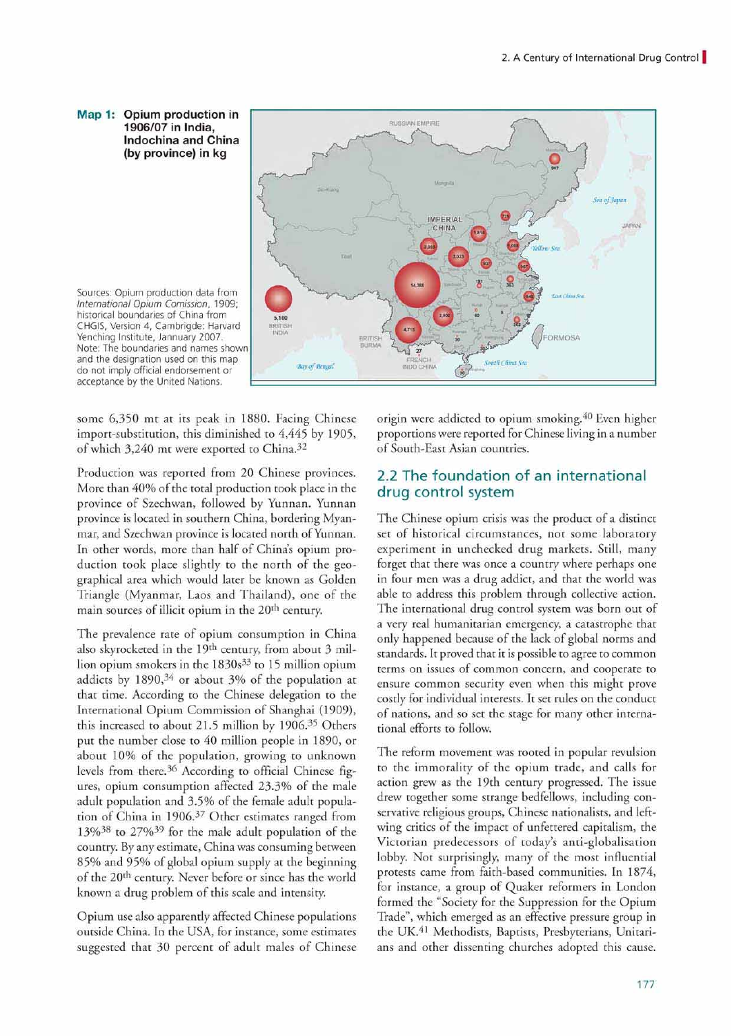**Map 1: Opium production in 1906/07 in India, Indochina and China (by province) in kg**

Sources: Opium production data from *International Opium Comission*, 1909; historical boundaries of China from CHGIS, Version 4, Cambridge: Harvard Yenching Institute, Jannuary 2007.
Note: The boundaries and names shown and the designation used on this map do not imply official endorsement or acceptance by the United Nations.

some 6,350 mt at its peak in 1880. Facing Chinese import-substitution, this diminished to 4,445 by 1905, of which 3,240 mt were exported to China.[32]

Production was reported from 20 Chinese provinces. More than 40% of the total production took place in the province of Szechwan, followed by Yunnan. Yunnan province is located in southern China, bordering Myanmar, and Szechwan province is located north of Yunnan. In other words, more than half of China's opium production took place slightly to the north of the geographical area which would later be known as Golden Triangle (Myanmar, Laos and Thailand), one of the main sources of illicit opium in the 20th century.

The prevalence rate of opium consumption in China also skyrocketed in the 19th century, from about 3 million opium smokers in the 1830s[33] to 15 million opium addicts by 1890,[34] or about 3% of the population at that time. According to the Chinese delegation to the International Opium Commission of Shanghai (1909), this increased to about 21.5 million by 1906.[35] Others put the number close to 40 million people in 1890, or about 10% of the population, growing to unknown levels from there.[36] According to official Chinese figures, opium consumption affected 23.3% of the male adult population and 3.5% of the female adult population of China in 1906.[37] Other estimates ranged from 13%[38] to 27%[39] for the male adult population of the country. By any estimate, China was consuming between 85% and 95% of global opium supply at the beginning of the 20th century. Never before or since has the world known a drug problem of this scale and intensity.

Opium use also apparently affected Chinese populations outside China. In the USA, for instance, some estimates suggested that 30 percent of adult males of Chinese origin were addicted to opium smoking.[40] Even higher proportions were reported for Chinese living in a number of South-East Asian countries.

## 2.2 The foundation of an international drug control system

The Chinese opium crisis was the product of a distinct set of historical circumstances, not some laboratory experiment in unchecked drug markets. Still, many forget that there was once a country where perhaps one in four men was a drug addict, and that the world was able to address this problem through collective action. The international drug control system was born out of a very real humanitarian emergency, a catastrophe that only happened because of the lack of global norms and standards. It proved that it is possible to agree to common terms on issues of common concern, and cooperate to ensure common security even when this might prove costly for individual interests. It set rules on the conduct of nations, and so set the stage for many other international efforts to follow.

The reform movement was rooted in popular revulsion to the immorality of the opium trade, and calls for action grew as the 19th century progressed. The issue drew together some strange bedfellows, including conservative religious groups, Chinese nationalists, and left-wing critics of the impact of unfettered capitalism, the Victorian predecessors of today's anti-globalisation lobby. Not surprisingly, many of the most influential protests came from faith-based communities. In 1874, for instance, a group of Quaker reformers in London formed the "Society for the Suppression for the Opium Trade", which emerged as an effective pressure group in the UK.[41] Methodists, Baptists, Presbyterians, Unitarians and other dissenting churches adopted this cause.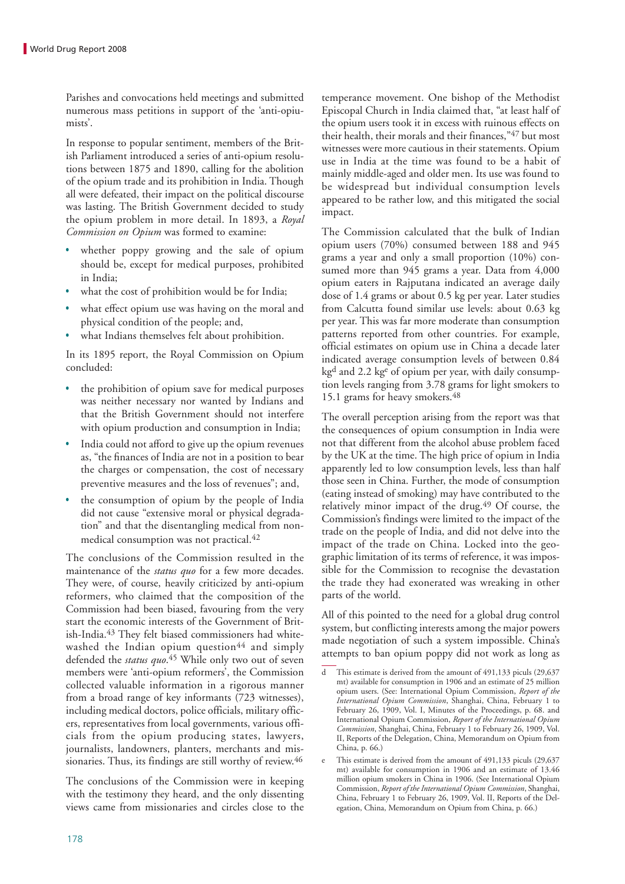Parishes and convocations held meetings and submitted numerous mass petitions in support of the 'anti-opiumists'.

In response to popular sentiment, members of the British Parliament introduced a series of anti-opium resolutions between 1875 and 1890, calling for the abolition of the opium trade and its prohibition in India. Though all were defeated, their impact on the political discourse was lasting. The British Government decided to study the opium problem in more detail. In 1893, a *Royal Commission on Opium* was formed to examine:

- whether poppy growing and the sale of opium should be, except for medical purposes, prohibited in India;
- what the cost of prohibition would be for India;
- what effect opium use was having on the moral and physical condition of the people; and,
- what Indians themselves felt about prohibition.

In its 1895 report, the Royal Commission on Opium concluded:

- the prohibition of opium save for medical purposes was neither necessary nor wanted by Indians and that the British Government should not interfere with opium production and consumption in India;
- India could not afford to give up the opium revenues as, "the finances of India are not in a position to bear the charges or compensation, the cost of necessary preventive measures and the loss of revenues"; and,
- the consumption of opium by the people of India did not cause "extensive moral or physical degradation" and that the disentangling medical from non-medical consumption was not practical.[42]

The conclusions of the Commission resulted in the maintenance of the *status quo* for a few more decades. They were, of course, heavily criticized by anti-opium reformers, who claimed that the composition of the Commission had been biased, favouring from the very start the economic interests of the Government of British-India.[43] They felt biased commissioners had whitewashed the Indian opium question[44] and simply defended the *status quo*.[45] While only two out of seven members were 'anti-opium reformers', the Commission collected valuable information in a rigorous manner from a broad range of key informants (723 witnesses), including medical doctors, police officials, military officers, representatives from local governments, various officials from the opium producing states, lawyers, journalists, landowners, planters, merchants and missionaries. Thus, its findings are still worthy of review.[46]

The conclusions of the Commission were in keeping with the testimony they heard, and the only dissenting views came from missionaries and circles close to the temperance movement. One bishop of the Methodist Episcopal Church in India claimed that, "at least half of the opium users took it in excess with ruinous effects on their health, their morals and their finances,"[47] but most witnesses were more cautious in their statements. Opium use in India at the time was found to be a habit of mainly middle-aged and older men. Its use was found to be widespread but individual consumption levels appeared to be rather low, and this mitigated the social impact.

The Commission calculated that the bulk of Indian opium users (70%) consumed between 188 and 945 grams a year and only a small proportion (10%) consumed more than 945 grams a year. Data from 4,000 opium eaters in Rajputana indicated an average daily dose of 1.4 grams or about 0.5 kg per year. Later studies from Calcutta found similar use levels: about 0.63 kg per year. This was far more moderate than consumption patterns reported from other countries. For example, official estimates on opium use in China a decade later indicated average consumption levels of between 0.84 kg[d] and 2.2 kg[e] of opium per year, with daily consumption levels ranging from 3.78 grams for light smokers to 15.1 grams for heavy smokers.[48]

The overall perception arising from the report was that the consequences of opium consumption in India were not that different from the alcohol abuse problem faced by the UK at the time. The high price of opium in India apparently led to low consumption levels, less than half those seen in China. Further, the mode of consumption (eating instead of smoking) may have contributed to the relatively minor impact of the drug.[49] Of course, the Commission's findings were limited to the impact of the trade on the people of India, and did not delve into the impact of the trade on China. Locked into the geographic limitation of its terms of reference, it was impossible for the Commission to recognise the devastation the trade they had exonerated was wreaking in other parts of the world.

All of this pointed to the need for a global drug control system, but conflicting interests among the major powers made negotiation of such a system impossible. China's attempts to ban opium poppy did not work as long as

---

d  This estimate is derived from the amount of 491,133 piculs (29,637 mt) available for consumption in 1906 and an estimate of 25 million opium users. (See: International Opium Commission, *Report of the International Opium Commission*, Shanghai, China, February 1 to February 26, 1909, Vol. I, Minutes of the Proceedings, p. 68. and International Opium Commission, *Report of the International Opium Commission*, Shanghai, China, February 1 to February 26, 1909, Vol. II, Reports of the Delegation, China, Memorandum on Opium from China, p. 66.)

e  This estimate is derived from the amount of 491,133 piculs (29,637 mt) available for consumption in 1906 and an estimate of 13.46 million opium smokers in China in 1906. (See International Opium Commission, *Report of the International Opium Commission*, Shanghai, China, February 1 to February 26, 1909, Vol. II, Reports of the Delegation, China, Memorandum on Opium from China, p. 66.)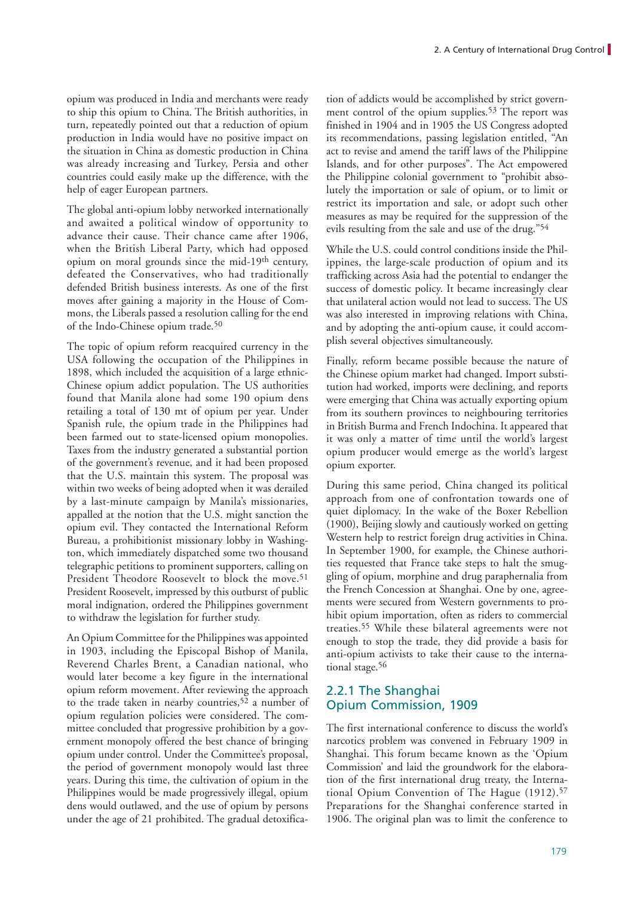opium was produced in India and merchants were ready to ship this opium to China. The British authorities, in turn, repeatedly pointed out that a reduction of opium production in India would have no positive impact on the situation in China as domestic production in China was already increasing and Turkey, Persia and other countries could easily make up the difference, with the help of eager European partners.

The global anti-opium lobby networked internationally and awaited a political window of opportunity to advance their cause. Their chance came after 1906, when the British Liberal Party, which had opposed opium on moral grounds since the mid-19th century, defeated the Conservatives, who had traditionally defended British business interests. As one of the first moves after gaining a majority in the House of Commons, the Liberals passed a resolution calling for the end of the Indo-Chinese opium trade.[50]

The topic of opium reform reacquired currency in the USA following the occupation of the Philippines in 1898, which included the acquisition of a large ethnic-Chinese opium addict population. The US authorities found that Manila alone had some 190 opium dens retailing a total of 130 mt of opium per year. Under Spanish rule, the opium trade in the Philippines had been farmed out to state-licensed opium monopolies. Taxes from the industry generated a substantial portion of the government's revenue, and it had been proposed that the U.S. maintain this system. The proposal was within two weeks of being adopted when it was derailed by a last-minute campaign by Manila's missionaries, appalled at the notion that the U.S. might sanction the opium evil. They contacted the International Reform Bureau, a prohibitionist missionary lobby in Washington, which immediately dispatched some two thousand telegraphic petitions to prominent supporters, calling on President Theodore Roosevelt to block the move.[51] President Roosevelt, impressed by this outburst of public moral indignation, ordered the Philippines government to withdraw the legislation for further study.

An Opium Committee for the Philippines was appointed in 1903, including the Episcopal Bishop of Manila, Reverend Charles Brent, a Canadian national, who would later become a key figure in the international opium reform movement. After reviewing the approach to the trade taken in nearby countries,[52] a number of opium regulation policies were considered. The committee concluded that progressive prohibition by a government monopoly offered the best chance of bringing opium under control. Under the Committee's proposal, the period of government monopoly would last three years. During this time, the cultivation of opium in the Philippines would be made progressively illegal, opium dens would outlawed, and the use of opium by persons under the age of 21 prohibited. The gradual detoxification of addicts would be accomplished by strict government control of the opium supplies.[53] The report was finished in 1904 and in 1905 the US Congress adopted its recommendations, passing legislation entitled, "An act to revise and amend the tariff laws of the Philippine Islands, and for other purposes". The Act empowered the Philippine colonial government to "prohibit absolutely the importation or sale of opium, or to limit or restrict its importation and sale, or adopt such other measures as may be required for the suppression of the evils resulting from the sale and use of the drug."[54]

While the U.S. could control conditions inside the Philippines, the large-scale production of opium and its trafficking across Asia had the potential to endanger the success of domestic policy. It became increasingly clear that unilateral action would not lead to success. The US was also interested in improving relations with China, and by adopting the anti-opium cause, it could accomplish several objectives simultaneously.

Finally, reform became possible because the nature of the Chinese opium market had changed. Import substitution had worked, imports were declining, and reports were emerging that China was actually exporting opium from its southern provinces to neighbouring territories in British Burma and French Indochina. It appeared that it was only a matter of time until the world's largest opium producer would emerge as the world's largest opium exporter.

During this same period, China changed its political approach from one of confrontation towards one of quiet diplomacy. In the wake of the Boxer Rebellion (1900), Beijing slowly and cautiously worked on getting Western help to restrict foreign drug activities in China. In September 1900, for example, the Chinese authorities requested that France take steps to halt the smuggling of opium, morphine and drug paraphernalia from the French Concession at Shanghai. One by one, agreements were secured from Western governments to prohibit opium importation, often as riders to commercial treaties.[55] While these bilateral agreements were not enough to stop the trade, they did provide a basis for anti-opium activists to take their cause to the international stage.[56]

### 2.2.1 The Shanghai Opium Commission, 1909

The first international conference to discuss the world's narcotics problem was convened in February 1909 in Shanghai. This forum became known as the 'Opium Commission' and laid the groundwork for the elaboration of the first international drug treaty, the International Opium Convention of The Hague (1912).[57] Preparations for the Shanghai conference started in 1906. The original plan was to limit the conference to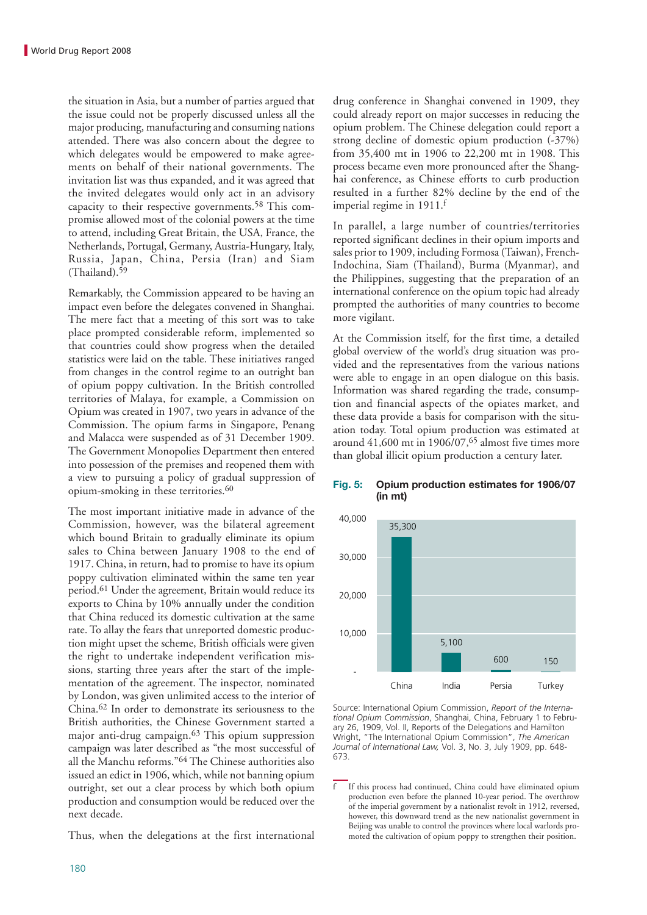the situation in Asia, but a number of parties argued that the issue could not be properly discussed unless all the major producing, manufacturing and consuming nations attended. There was also concern about the degree to which delegates would be empowered to make agreements on behalf of their national governments. The invitation list was thus expanded, and it was agreed that the invited delegates would only act in an advisory capacity to their respective governments.[58] This compromise allowed most of the colonial powers at the time to attend, including Great Britain, the USA, France, the Netherlands, Portugal, Germany, Austria-Hungary, Italy, Russia, Japan, China, Persia (Iran) and Siam (Thailand).[59]

Remarkably, the Commission appeared to be having an impact even before the delegates convened in Shanghai. The mere fact that a meeting of this sort was to take place prompted considerable reform, implemented so that countries could show progress when the detailed statistics were laid on the table. These initiatives ranged from changes in the control regime to an outright ban of opium poppy cultivation. In the British controlled territories of Malaya, for example, a Commission on Opium was created in 1907, two years in advance of the Commission. The opium farms in Singapore, Penang and Malacca were suspended as of 31 December 1909. The Government Monopolies Department then entered into possession of the premises and reopened them with a view to pursuing a policy of gradual suppression of opium-smoking in these territories.[60]

The most important initiative made in advance of the Commission, however, was the bilateral agreement which bound Britain to gradually eliminate its opium sales to China between January 1908 to the end of 1917. China, in return, had to promise to have its opium poppy cultivation eliminated within the same ten year period.[61] Under the agreement, Britain would reduce its exports to China by 10% annually under the condition that China reduced its domestic cultivation at the same rate. To allay the fears that unreported domestic production might upset the scheme, British officials were given the right to undertake independent verification missions, starting three years after the start of the implementation of the agreement. The inspector, nominated by London, was given unlimited access to the interior of China.[62] In order to demonstrate its seriousness to the British authorities, the Chinese Government started a major anti-drug campaign.[63] This opium suppression campaign was later described as "the most successful of all the Manchu reforms."[64] The Chinese authorities also issued an edict in 1906, which, while not banning opium outright, set out a clear process by which both opium production and consumption would be reduced over the next decade.

Thus, when the delegations at the first international drug conference in Shanghai convened in 1909, they could already report on major successes in reducing the opium problem. The Chinese delegation could report a strong decline of domestic opium production (-37%) from 35,400 mt in 1906 to 22,200 mt in 1908. This process became even more pronounced after the Shanghai conference, as Chinese efforts to curb production resulted in a further 82% decline by the end of the imperial regime in 1911.[f]

In parallel, a large number of countries/territories reported significant declines in their opium imports and sales prior to 1909, including Formosa (Taiwan), French-Indochina, Siam (Thailand), Burma (Myanmar), and the Philippines, suggesting that the preparation of an international conference on the opium topic had already prompted the authorities of many countries to become more vigilant.

At the Commission itself, for the first time, a detailed global overview of the world's drug situation was provided and the representatives from the various nations were able to engage in an open dialogue on this basis. Information was shared regarding the trade, consumption and financial aspects of the opiates market, and these data provide a basis for comparison with the situation today. Total opium production was estimated at around 41,600 mt in 1906/07,[65] almost five times more than global illicit opium production a century later.

**Fig. 5: Opium production estimates for 1906/07 (in mt)**

| Country | Production (mt) |
|---|---|
| China | 35,300 |
| India | 5,100 |
| Persia | 600 |
| Turkey | 150 |

Source: International Opium Commission, *Report of the International Opium Commission*, Shanghai, China, February 1 to February 26, 1909, Vol. II, Reports of the Delegations and Hamilton Wright, "The International Opium Commission", *The American Journal of International Law,* Vol. 3, No. 3, July 1909, pp. 648-673.

[f] If this process had continued, China could have eliminated opium production even before the planned 10-year period. The overthrow of the imperial government by a nationalist revolt in 1912, reversed, however, this downward trend as the new nationalist government in Beijing was unable to control the provinces where local warlords promoted the cultivation of opium poppy to strengthen their position.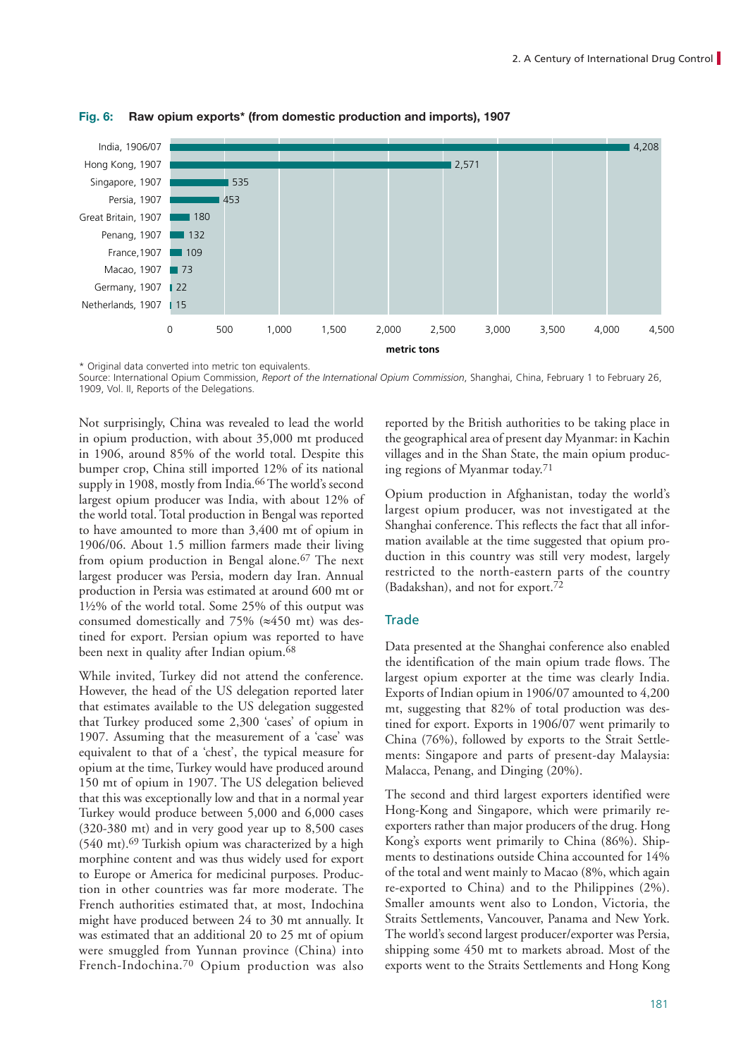**Fig. 6: Raw opium exports* (from domestic production and imports), 1907**

| Exporter | Metric tons |
|---|---|
| India, 1906/07 | 4,208 |
| Hong Kong, 1907 | 2,571 |
| Singapore, 1907 | 535 |
| Persia, 1907 | 453 |
| Great Britain, 1907 | 180 |
| Penang, 1907 | 132 |
| France, 1907 | 109 |
| Macao, 1907 | 73 |
| Germany, 1907 | 22 |
| Netherlands, 1907 | 15 |

\* Original data converted into metric ton equivalents.
Source: International Opium Commission, *Report of the International Opium Commission*, Shanghai, China, February 1 to February 26, 1909, Vol. II, Reports of the Delegations.

Not surprisingly, China was revealed to lead the world in opium production, with about 35,000 mt produced in 1906, around 85% of the world total. Despite this bumper crop, China still imported 12% of its national supply in 1908, mostly from India.[66] The world's second largest opium producer was India, with about 12% of the world total. Total production in Bengal was reported to have amounted to more than 3,400 mt of opium in 1906/06. About 1.5 million farmers made their living from opium production in Bengal alone.[67] The next largest producer was Persia, modern day Iran. Annual production in Persia was estimated at around 600 mt or 1½% of the world total. Some 25% of this output was consumed domestically and 75% (≈450 mt) was destined for export. Persian opium was reported to have been next in quality after Indian opium.[68]

While invited, Turkey did not attend the conference. However, the head of the US delegation reported later that estimates available to the US delegation suggested that Turkey produced some 2,300 'cases' of opium in 1907. Assuming that the measurement of a 'case' was equivalent to that of a 'chest', the typical measure for opium at the time, Turkey would have produced around 150 mt of opium in 1907. The US delegation believed that this was exceptionally low and that in a normal year Turkey would produce between 5,000 and 6,000 cases (320-380 mt) and in very good year up to 8,500 cases (540 mt).[69] Turkish opium was characterized by a high morphine content and was thus widely used for export to Europe or America for medicinal purposes. Production in other countries was far more moderate. The French authorities estimated that, at most, Indochina might have produced between 24 to 30 mt annually. It was estimated that an additional 20 to 25 mt of opium were smuggled from Yunnan province (China) into French-Indochina.[70] Opium production was also reported by the British authorities to be taking place in the geographical area of present day Myanmar: in Kachin villages and in the Shan State, the main opium producing regions of Myanmar today.[71]

Opium production in Afghanistan, today the world's largest opium producer, was not investigated at the Shanghai conference. This reflects the fact that all information available at the time suggested that opium production in this country was still very modest, largely restricted to the north-eastern parts of the country (Badakshan), and not for export.[72]

## Trade

Data presented at the Shanghai conference also enabled the identification of the main opium trade flows. The largest opium exporter at the time was clearly India. Exports of Indian opium in 1906/07 amounted to 4,200 mt, suggesting that 82% of total production was destined for export. Exports in 1906/07 went primarily to China (76%), followed by exports to the Strait Settlements: Singapore and parts of present-day Malaysia: Malacca, Penang, and Dinging (20%).

The second and third largest exporters identified were Hong-Kong and Singapore, which were primarily re-exporters rather than major producers of the drug. Hong Kong's exports went primarily to China (86%). Shipments to destinations outside China accounted for 14% of the total and went mainly to Macao (8%, which again re-exported to China) and to the Philippines (2%). Smaller amounts went also to London, Victoria, the Straits Settlements, Vancouver, Panama and New York. The world's second largest producer/exporter was Persia, shipping some 450 mt to markets abroad. Most of the exports went to the Straits Settlements and Hong Kong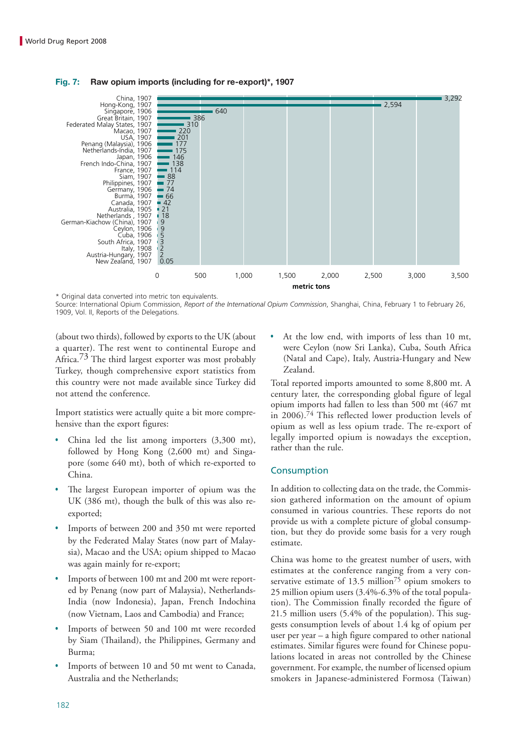**Fig. 7: Raw opium imports (including for re-export)*, 1907**

| Country, year | metric tons |
|---|---|
| China, 1907 | 3,292 |
| Hong-Kong, 1907 | 2,594 |
| Singapore, 1906 | 640 |
| Great Britain, 1907 | 386 |
| Federated Malay States, 1907 | 310 |
| Macao, 1907 | 220 |
| USA, 1907 | 201 |
| Penang (Malaysia), 1906 | 177 |
| Netherlands-India, 1907 | 175 |
| Japan, 1906 | 146 |
| French Indo-China, 1907 | 138 |
| France, 1907 | 114 |
| Siam, 1907 | 88 |
| Philippines, 1907 | 77 |
| Germany, 1906 | 74 |
| Burma, 1907 | 66 |
| Canada, 1907 | 42 |
| Australia, 1905 | 21 |
| Netherlands , 1907 | 18 |
| German-Kiachow (China), 1907 | 9 |
| Ceylon, 1906 | 9 |
| Cuba, 1906 | 5 |
| South Africa, 1907 | 3 |
| Italy, 1908 | 2 |
| Austria-Hungary, 1907 | 2 |
| New Zealand, 1907 | 0.05 |

\* Original data converted into metric ton equivalents.
Source: International Opium Commission, *Report of the International Opium Commission*, Shanghai, China, February 1 to February 26, 1909, Vol. II, Reports of the Delegations.

(about two thirds), followed by exports to the UK (about a quarter). The rest went to continental Europe and Africa.[73] The third largest exporter was most probably Turkey, though comprehensive export statistics from this country were not made available since Turkey did not attend the conference.

Import statistics were actually quite a bit more comprehensive than the export figures:

- China led the list among importers (3,300 mt), followed by Hong Kong (2,600 mt) and Singapore (some 640 mt), both of which re-exported to China.
- The largest European importer of opium was the UK (386 mt), though the bulk of this was also re-exported;
- Imports of between 200 and 350 mt were reported by the Federated Malay States (now part of Malaysia), Macao and the USA; opium shipped to Macao was again mainly for re-export;
- Imports of between 100 mt and 200 mt were reported by Penang (now part of Malaysia), Netherlands-India (now Indonesia), Japan, French Indochina (now Vietnam, Laos and Cambodia) and France;
- Imports of between 50 and 100 mt were recorded by Siam (Thailand), the Philippines, Germany and Burma;
- Imports of between 10 and 50 mt went to Canada, Australia and the Netherlands;
- At the low end, with imports of less than 10 mt, were Ceylon (now Sri Lanka), Cuba, South Africa (Natal and Cape), Italy, Austria-Hungary and New Zealand.

Total reported imports amounted to some 8,800 mt. A century later, the corresponding global figure of legal opium imports had fallen to less than 500 mt (467 mt in 2006).[74] This reflected lower production levels of opium as well as less opium trade. The re-export of legally imported opium is nowadays the exception, rather than the rule.

## Consumption

In addition to collecting data on the trade, the Commission gathered information on the amount of opium consumed in various countries. These reports do not provide us with a complete picture of global consumption, but they do provide some basis for a very rough estimate.

China was home to the greatest number of users, with estimates at the conference ranging from a very conservative estimate of 13.5 million[75] opium smokers to 25 million opium users (3.4%-6.3% of the total population). The Commission finally recorded the figure of 21.5 million users (5.4% of the population). This suggests consumption levels of about 1.4 kg of opium per user per year – a high figure compared to other national estimates. Similar figures were found for Chinese populations located in areas not controlled by the Chinese government. For example, the number of licensed opium smokers in Japanese-administered Formosa (Taiwan)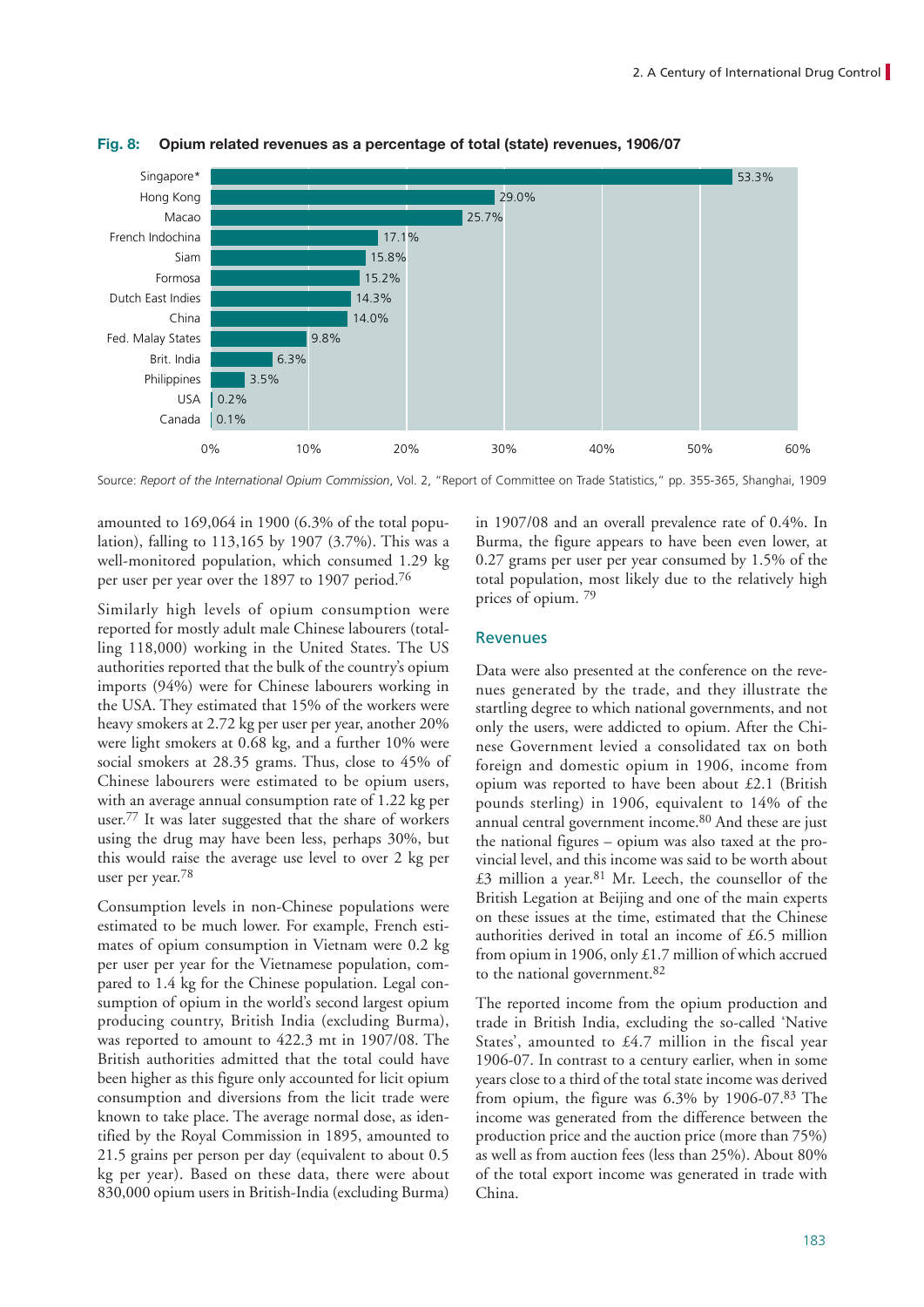**Fig. 8: Opium related revenues as a percentage of total (state) revenues, 1906/07**

| Country | Percentage |
|---|---|
| Singapore* | 53.3% |
| Hong Kong | 29.0% |
| Macao | 25.7% |
| French Indochina | 17.1% |
| Siam | 15.8% |
| Formosa | 15.2% |
| Dutch East Indies | 14.3% |
| China | 14.0% |
| Fed. Malay States | 9.8% |
| Brit. India | 6.3% |
| Philippines | 3.5% |
| USA | 0.2% |
| Canada | 0.1% |

Source: *Report of the International Opium Commission*, Vol. 2, "Report of Committee on Trade Statistics," pp. 355-365, Shanghai, 1909

amounted to 169,064 in 1900 (6.3% of the total population), falling to 113,165 by 1907 (3.7%). This was a well-monitored population, which consumed 1.29 kg per user per year over the 1897 to 1907 period.[76]

Similarly high levels of opium consumption were reported for mostly adult male Chinese labourers (totalling 118,000) working in the United States. The US authorities reported that the bulk of the country's opium imports (94%) were for Chinese labourers working in the USA. They estimated that 15% of the workers were heavy smokers at 2.72 kg per user per year, another 20% were light smokers at 0.68 kg, and a further 10% were social smokers at 28.35 grams. Thus, close to 45% of Chinese labourers were estimated to be opium users, with an average annual consumption rate of 1.22 kg per user.[77] It was later suggested that the share of workers using the drug may have been less, perhaps 30%, but this would raise the average use level to over 2 kg per user per year.[78]

Consumption levels in non-Chinese populations were estimated to be much lower. For example, French estimates of opium consumption in Vietnam were 0.2 kg per user per year for the Vietnamese population, compared to 1.4 kg for the Chinese population. Legal consumption of opium in the world's second largest opium producing country, British India (excluding Burma), was reported to amount to 422.3 mt in 1907/08. The British authorities admitted that the total could have been higher as this figure only accounted for licit opium consumption and diversions from the licit trade were known to take place. The average normal dose, as identified by the Royal Commission in 1895, amounted to 21.5 grains per person per day (equivalent to about 0.5 kg per year). Based on these data, there were about 830,000 opium users in British-India (excluding Burma) in 1907/08 and an overall prevalence rate of 0.4%. In Burma, the figure appears to have been even lower, at 0.27 grams per user per year consumed by 1.5% of the total population, most likely due to the relatively high prices of opium.[79]

## Revenues

Data were also presented at the conference on the revenues generated by the trade, and they illustrate the startling degree to which national governments, and not only the users, were addicted to opium. After the Chinese Government levied a consolidated tax on both foreign and domestic opium in 1906, income from opium was reported to have been about £2.1 (British pounds sterling) in 1906, equivalent to 14% of the annual central government income.[80] And these are just the national figures – opium was also taxed at the provincial level, and this income was said to be worth about £3 million a year.[81] Mr. Leech, the counsellor of the British Legation at Beijing and one of the main experts on these issues at the time, estimated that the Chinese authorities derived in total an income of £6.5 million from opium in 1906, only £1.7 million of which accrued to the national government.[82]

The reported income from the opium production and trade in British India, excluding the so-called 'Native States', amounted to £4.7 million in the fiscal year 1906-07. In contrast to a century earlier, when in some years close to a third of the total state income was derived from opium, the figure was 6.3% by 1906-07.[83] The income was generated from the difference between the production price and the auction price (more than 75%) as well as from auction fees (less than 25%). About 80% of the total export income was generated in trade with China.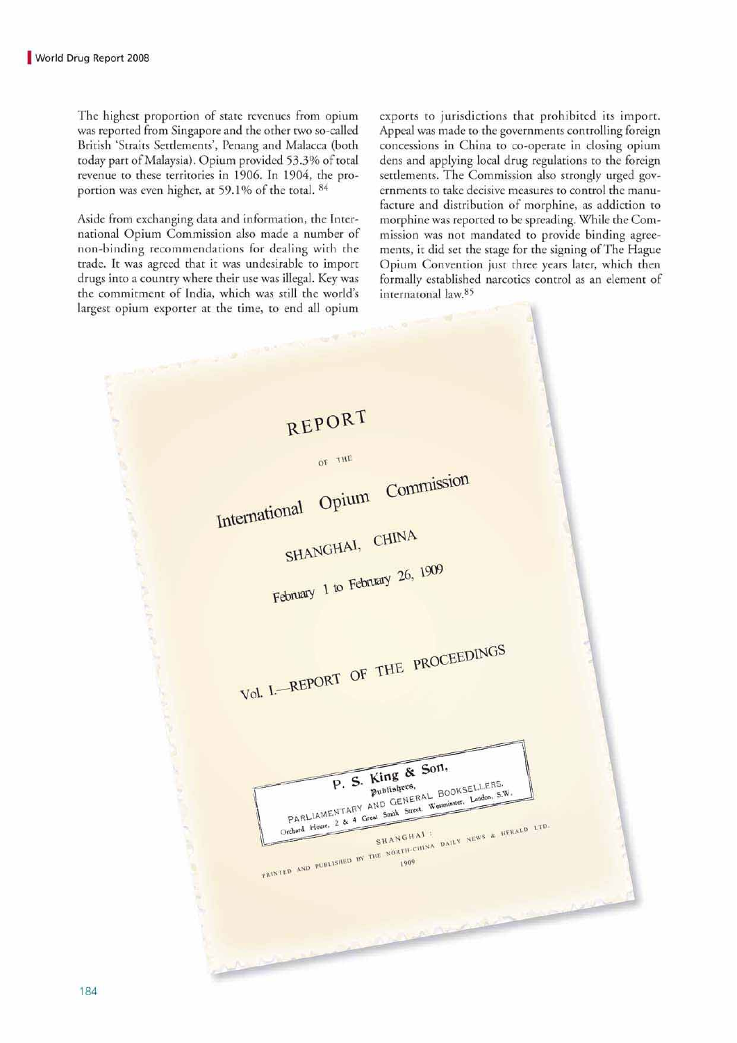The highest proportion of state revenues from opium was reported from Singapore and the other two so-called British 'Straits Settlements', Penang and Malacca (both today part of Malaysia). Opium provided 53.3% of total revenue to these territories in 1906. In 1904, the proportion was even higher, at 59.1% of the total. [84]

Aside from exchanging data and information, the International Opium Commission also made a number of non-binding recommendations for dealing with the trade. It was agreed that it was undesirable to import drugs into a country where their use was illegal. Key was the commitment of India, which was still the world's largest opium exporter at the time, to end all opium exports to jurisdictions that prohibited its import. Appeal was made to the governments controlling foreign concessions in China to co-operate in closing opium dens and applying local drug regulations to the foreign settlements. The Commission also strongly urged governments to take decisive measures to control the manufacture and distribution of morphine, as addiction to morphine was reported to be spreading. While the Commission was not mandated to provide binding agreements, it did set the stage for the signing of The Hague Opium Convention just three years later, which then formally established narcotics control as an element of internatonal law.[85]

REPORT

OF THE

International Opium Commission

SHANGHAI, CHINA

February 1 to February 26, 1909

Vol. I.—REPORT OF THE PROCEEDINGS

P. S. King & Son,
Publishers,
PARLIAMENTARY AND GENERAL BOOKSELLERS,
Orchard House, 2 & 4 Great Smith Street, Westminster, London, S.W.

SHANGHAI:
PRINTED AND PUBLISHED BY THE NORTH-CHINA DAILY NEWS & HERALD LTD.
1909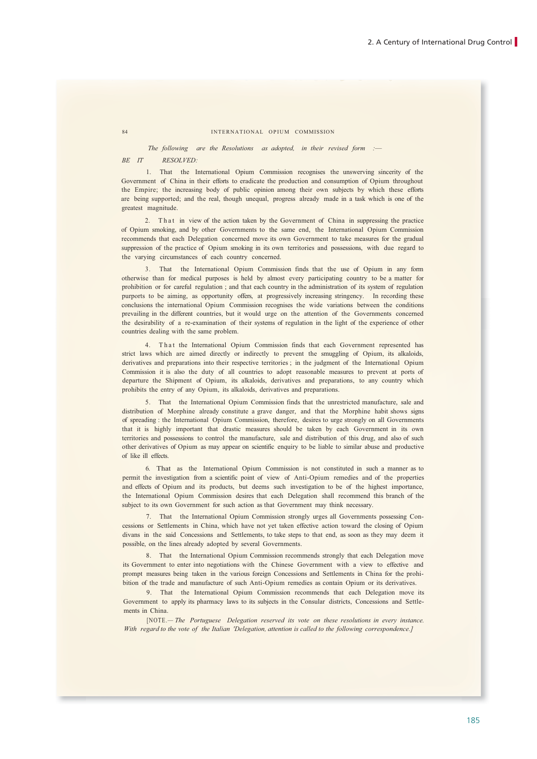INTERNATIONAL OPIUM COMMISSION

*The following are the Resolutions as adopted, in their revised form :—*

*BE IT RESOLVED:*

1. That the International Opium Commission recognises the unswerving sincerity of the Government of China in their efforts to eradicate the production and consumption of Opium throughout the Empire; the increasing body of public opinion among their own subjects by which these efforts are being supported; and the real, though unequal, progress already made in a task which is one of the greatest magnitude.

2. That in view of the action taken by the Government of China in suppressing the practice of Opium smoking, and by other Governments to the same end, the International Opium Commission recommends that each Delegation concerned move its own Government to take measures for the gradual suppression of the practice of Opium smoking in its own territories and possessions, with due regard to the varying circumstances of each country concerned.

3. That the International Opium Commission finds that the use of Opium in any form otherwise than for medical purposes is held by almost every participating country to be a matter for prohibition or for careful regulation ; and that each country in the administration of its system of regulation purports to be aiming, as opportunity offers, at progressively increasing stringency. In recording these conclusions the international Opium Commission recognises the wide variations between the conditions prevailing in the different countries, but it would urge on the attention of the Governments concerned the desirability of a re-examination of their systems of regulation in the light of the experience of other countries dealing with the same problem.

4. That the International Opium Commission finds that each Government represented has strict laws which are aimed directly or indirectly to prevent the smuggling of Opium, its alkaloids, derivatives and preparations into their respective territories ; in the judgment of the International Opium Commission it is also the duty of all countries to adopt reasonable measures to prevent at ports of departure the Shipment of Opium, its alkaloids, derivatives and preparations, to any country which prohibits the entry of any Opium, its alkaloids, derivatives and preparations.

5. That the International Opium Commission finds that the unrestricted manufacture, sale and distribution of Morphine already constitute a grave danger, and that the Morphine habit shows signs of spreading : the International Opium Commission, therefore, desires to urge strongly on all Governments that it is highly important that drastic measures should be taken by each Government in its own territories and possessions to control the manufacture, sale and distribution of this drug, and also of such other derivatives of Opium as may appear on scientific enquiry to be liable to similar abuse and productive of like ill effects.

6. That as the International Opium Commission is not constituted in such a manner as to permit the investigation from a scientific point of view of Anti-Opium remedies and of the properties and effects of Opium and its products, but deems such investigation to be of the highest importance, the International Opium Commission desires that each Delegation shall recommend this branch of the subject to its own Government for such action as that Government may think necessary.

7. That the International Opium Commission strongly urges all Governments possessing Concessions or Settlements in China, which have not yet taken effective action toward the closing of Opium divans in the said Concessions and Settlements, to take steps to that end, as soon as they may deem it possible, on the lines already adopted by several Governments.

8. That the International Opium Commission recommends strongly that each Delegation move its Government to enter into negotiations with the Chinese Government with a view to effective and prompt measures being taken in the various foreign Concessions and Settlements in China for the prohibition of the trade and manufacture of such Anti-Opium remedies as contain Opium or its derivatives.

9. That the International Opium Commission recommends that each Delegation move its Government to apply its pharmacy laws to its subjects in the Consular districts, Concessions and Settlements in China.

[NOTE.— *The Portuguese Delegation reserved its vote on these resolutions in every instance. With regard to the vote of the Italian 'Delegation, attention is called to the following correspondence.]*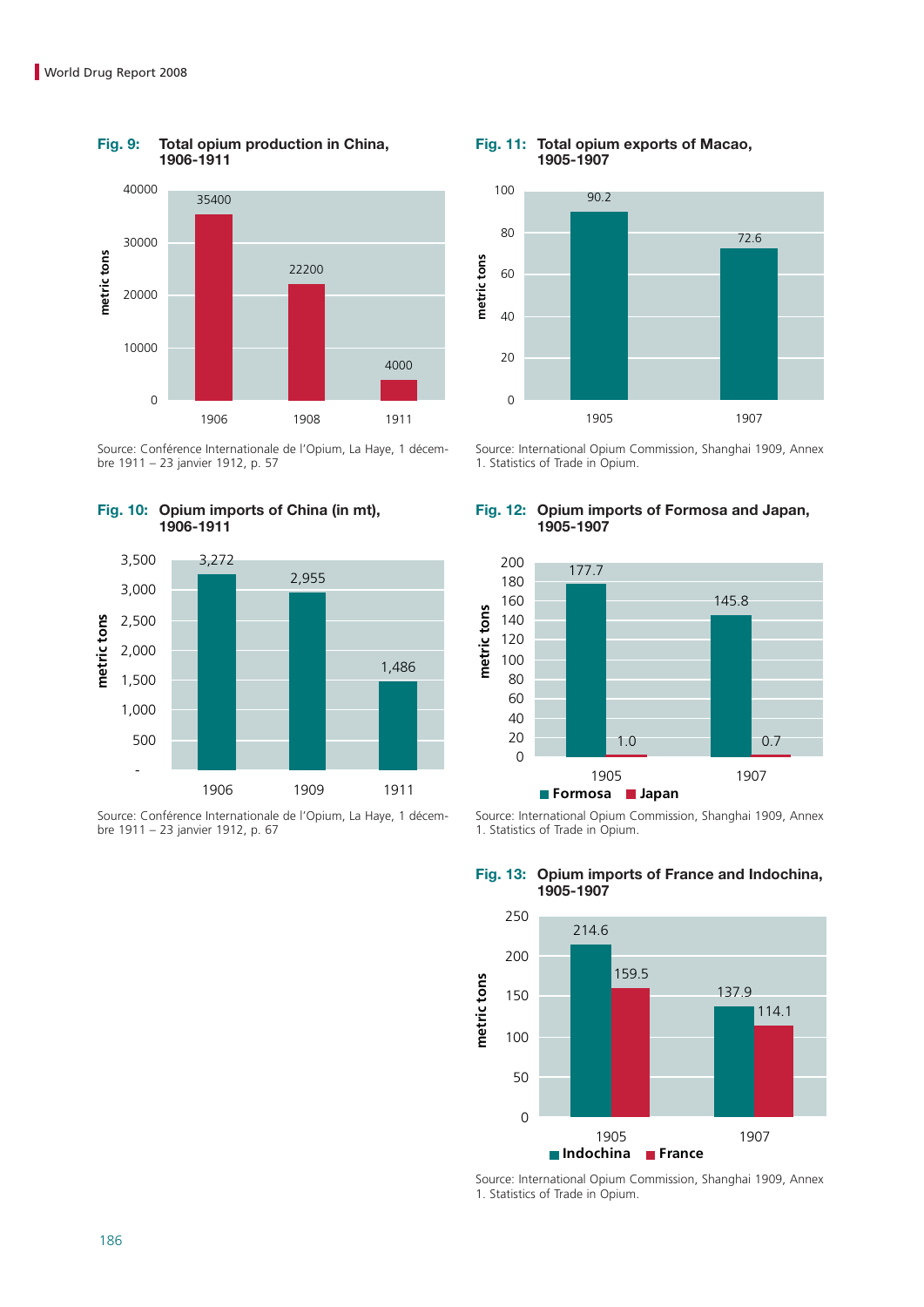**Fig. 9: Total opium production in China, 1906-1911**

| Year | metric tons |
|---|---|
| 1906 | 35400 |
| 1908 | 22200 |
| 1911 | 4000 |

Source: Conférence Internationale de l'Opium, La Haye, 1 décembre 1911 – 23 janvier 1912, p. 57

**Fig. 10: Opium imports of China (in mt), 1906-1911**

| Year | metric tons |
|---|---|
| 1906 | 3,272 |
| 1909 | 2,955 |
| 1911 | 1,486 |

Source: Conférence Internationale de l'Opium, La Haye, 1 décembre 1911 – 23 janvier 1912, p. 67

**Fig. 11: Total opium exports of Macao, 1905-1907**

| Year | metric tons |
|---|---|
| 1905 | 90.2 |
| 1907 | 72.6 |

Source: International Opium Commission, Shanghai 1909, Annex 1. Statistics of Trade in Opium.

**Fig. 12: Opium imports of Formosa and Japan, 1905-1907**

| Year | Formosa | Japan |
|---|---|---|
| 1905 | 177.7 | 1.0 |
| 1907 | 145.8 | 0.7 |

Source: International Opium Commission, Shanghai 1909, Annex 1. Statistics of Trade in Opium.

**Fig. 13: Opium imports of France and Indochina, 1905-1907**

| Year | Indochina | France |
|---|---|---|
| 1905 | 214.6 | 159.5 |
| 1907 | 137.9 | 114.1 |

Source: International Opium Commission, Shanghai 1909, Annex 1. Statistics of Trade in Opium.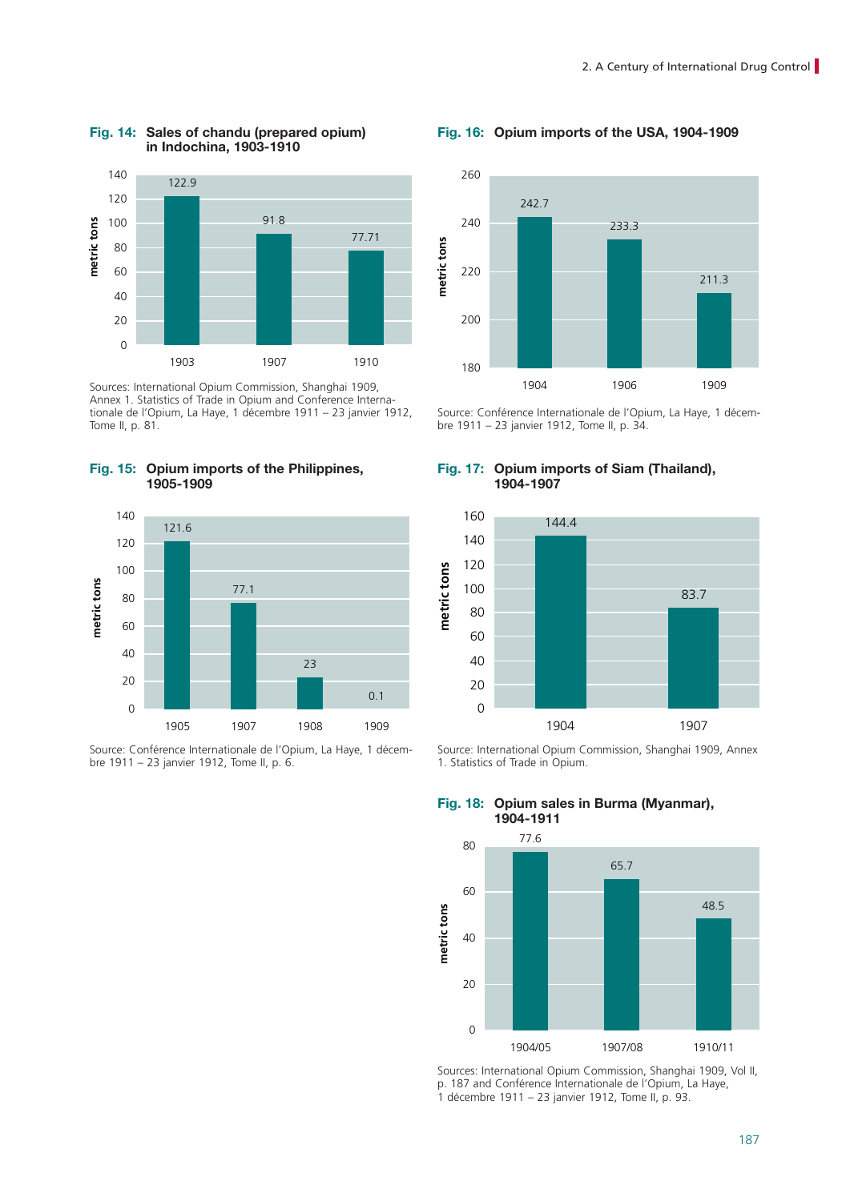**Fig. 14: Sales of chandu (prepared opium) in Indochina, 1903-1910**

| Year | metric tons |
|---|---|
| 1903 | 122.9 |
| 1907 | 91.8 |
| 1910 | 77.71 |

Sources: International Opium Commission, Shanghai 1909, Annex 1. Statistics of Trade in Opium and Conference Internationale de l'Opium, La Haye, 1 décembre 1911 – 23 janvier 1912, Tome II, p. 81.

**Fig. 15: Opium imports of the Philippines, 1905-1909**

| Year | metric tons |
|---|---|
| 1905 | 121.6 |
| 1907 | 77.1 |
| 1908 | 23 |
| 1909 | 0.1 |

Source: Conférence Internationale de l'Opium, La Haye, 1 décembre 1911 – 23 janvier 1912, Tome II, p. 6.

**Fig. 16: Opium imports of the USA, 1904-1909**

| Year | metric tons |
|---|---|
| 1904 | 242.7 |
| 1906 | 233.3 |
| 1909 | 211.3 |

Source: Conférence Internationale de l'Opium, La Haye, 1 décembre 1911 – 23 janvier 1912, Tome II, p. 34.

**Fig. 17: Opium imports of Siam (Thailand), 1904-1907**

| Year | metric tons |
|---|---|
| 1904 | 144.4 |
| 1907 | 83.7 |

Source: International Opium Commission, Shanghai 1909, Annex 1. Statistics of Trade in Opium.

**Fig. 18: Opium sales in Burma (Myanmar), 1904-1911**

| Year | metric tons |
|---|---|
| 1904/05 | 77.6 |
| 1907/08 | 65.7 |
| 1910/11 | 48.5 |

Sources: International Opium Commission, Shanghai 1909, Vol II, p. 187 and Conférence Internationale de l'Opium, La Haye, 1 décembre 1911 – 23 janvier 1912, Tome II, p. 93.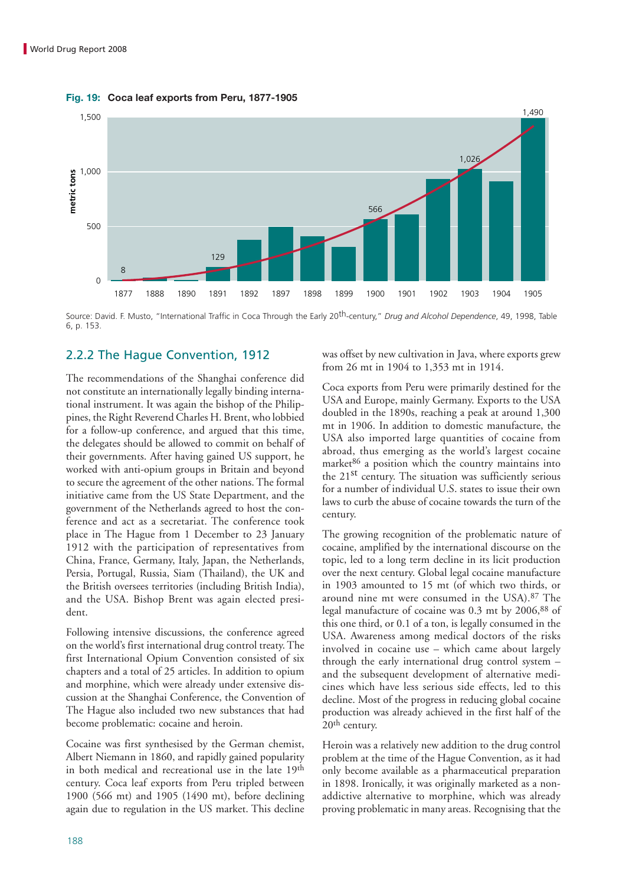**Fig. 19: Coca leaf exports from Peru, 1877-1905**

| Year | metric tons |
|---|---|
| 1877 | 8 |
| 1888 | |
| 1890 | |
| 1891 | 129 |
| 1892 | |
| 1897 | |
| 1898 | |
| 1899 | |
| 1900 | 566 |
| 1901 | |
| 1902 | |
| 1903 | 1,026 |
| 1904 | |
| 1905 | 1,490 |

Source: David. F. Musto, "International Traffic in Coca Through the Early 20th-century," *Drug and Alcohol Dependence*, 49, 1998, Table 6, p. 153.

## 2.2.2 The Hague Convention, 1912

The recommendations of the Shanghai conference did not constitute an internationally legally binding international instrument. It was again the bishop of the Philippines, the Right Reverend Charles H. Brent, who lobbied for a follow-up conference, and argued that this time, the delegates should be allowed to commit on behalf of their governments. After having gained US support, he worked with anti-opium groups in Britain and beyond to secure the agreement of the other nations. The formal initiative came from the US State Department, and the government of the Netherlands agreed to host the conference and act as a secretariat. The conference took place in The Hague from 1 December to 23 January 1912 with the participation of representatives from China, France, Germany, Italy, Japan, the Netherlands, Persia, Portugal, Russia, Siam (Thailand), the UK and the British oversees territories (including British India), and the USA. Bishop Brent was again elected president.

Following intensive discussions, the conference agreed on the world's first international drug control treaty. The first International Opium Convention consisted of six chapters and a total of 25 articles. In addition to opium and morphine, which were already under extensive discussion at the Shanghai Conference, the Convention of The Hague also included two new substances that had become problematic: cocaine and heroin.

Cocaine was first synthesised by the German chemist, Albert Niemann in 1860, and rapidly gained popularity in both medical and recreational use in the late 19th century. Coca leaf exports from Peru tripled between 1900 (566 mt) and 1905 (1490 mt), before declining again due to regulation in the US market. This decline was offset by new cultivation in Java, where exports grew from 26 mt in 1904 to 1,353 mt in 1914.

Coca exports from Peru were primarily destined for the USA and Europe, mainly Germany. Exports to the USA doubled in the 1890s, reaching a peak at around 1,300 mt in 1906. In addition to domestic manufacture, the USA also imported large quantities of cocaine from abroad, thus emerging as the world's largest cocaine market[86] a position which the country maintains into the 21st century. The situation was sufficiently serious for a number of individual U.S. states to issue their own laws to curb the abuse of cocaine towards the turn of the century.

The growing recognition of the problematic nature of cocaine, amplified by the international discourse on the topic, led to a long term decline in its licit production over the next century. Global legal cocaine manufacture in 1903 amounted to 15 mt (of which two thirds, or around nine mt were consumed in the USA).[87] The legal manufacture of cocaine was 0.3 mt by 2006,[88] of this one third, or 0.1 of a ton, is legally consumed in the USA. Awareness among medical doctors of the risks involved in cocaine use – which came about largely through the early international drug control system – and the subsequent development of alternative medicines which have less serious side effects, led to this decline. Most of the progress in reducing global cocaine production was already achieved in the first half of the 20th century.

Heroin was a relatively new addition to the drug control problem at the time of the Hague Convention, as it had only become available as a pharmaceutical preparation in 1898. Ironically, it was originally marketed as a non-addictive alternative to morphine, which was already proving problematic in many areas. Recognising that the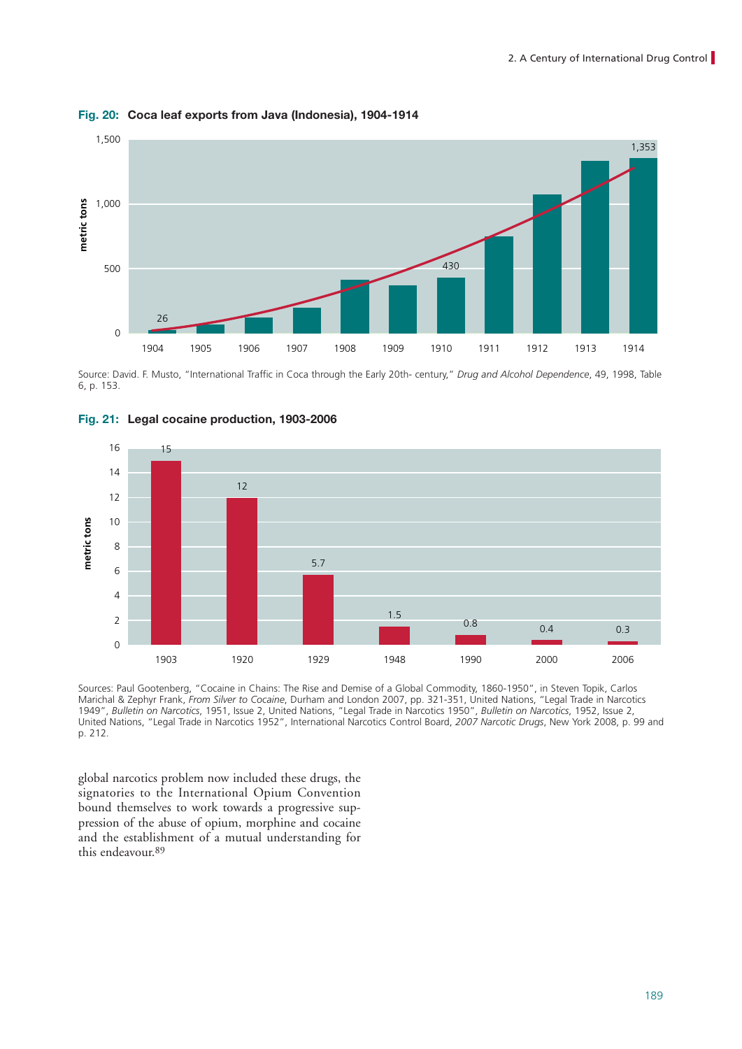**Fig. 20: Coca leaf exports from Java (Indonesia), 1904-1914**

| Year | metric tons |
|---|---|
| 1904 | 26 |
| 1910 | 430 |
| 1914 | 1,353 |

Source: David. F. Musto, "International Traffic in Coca through the Early 20th- century," *Drug and Alcohol Dependence*, 49, 1998, Table 6, p. 153.

**Fig. 21: Legal cocaine production, 1903-2006**

| Year | metric tons |
|---|---|
| 1903 | 15 |
| 1920 | 12 |
| 1929 | 5.7 |
| 1948 | 1.5 |
| 1990 | 0.8 |
| 2000 | 0.4 |
| 2006 | 0.3 |

Sources: Paul Gootenberg, "Cocaine in Chains: The Rise and Demise of a Global Commodity, 1860-1950", in Steven Topik, Carlos Marichal & Zephyr Frank, *From Silver to Cocaine*, Durham and London 2007, pp. 321-351, United Nations, "Legal Trade in Narcotics 1949", *Bulletin on Narcotics*, 1951, Issue 2, United Nations, "Legal Trade in Narcotics 1950", *Bulletin on Narcotics*, 1952, Issue 2, United Nations, "Legal Trade in Narcotics 1952", International Narcotics Control Board, *2007 Narcotic Drugs*, New York 2008, p. 99 and p. 212.

global narcotics problem now included these drugs, the signatories to the International Opium Convention bound themselves to work towards a progressive suppression of the abuse of opium, morphine and cocaine and the establishment of a mutual understanding for this endeavour.[89]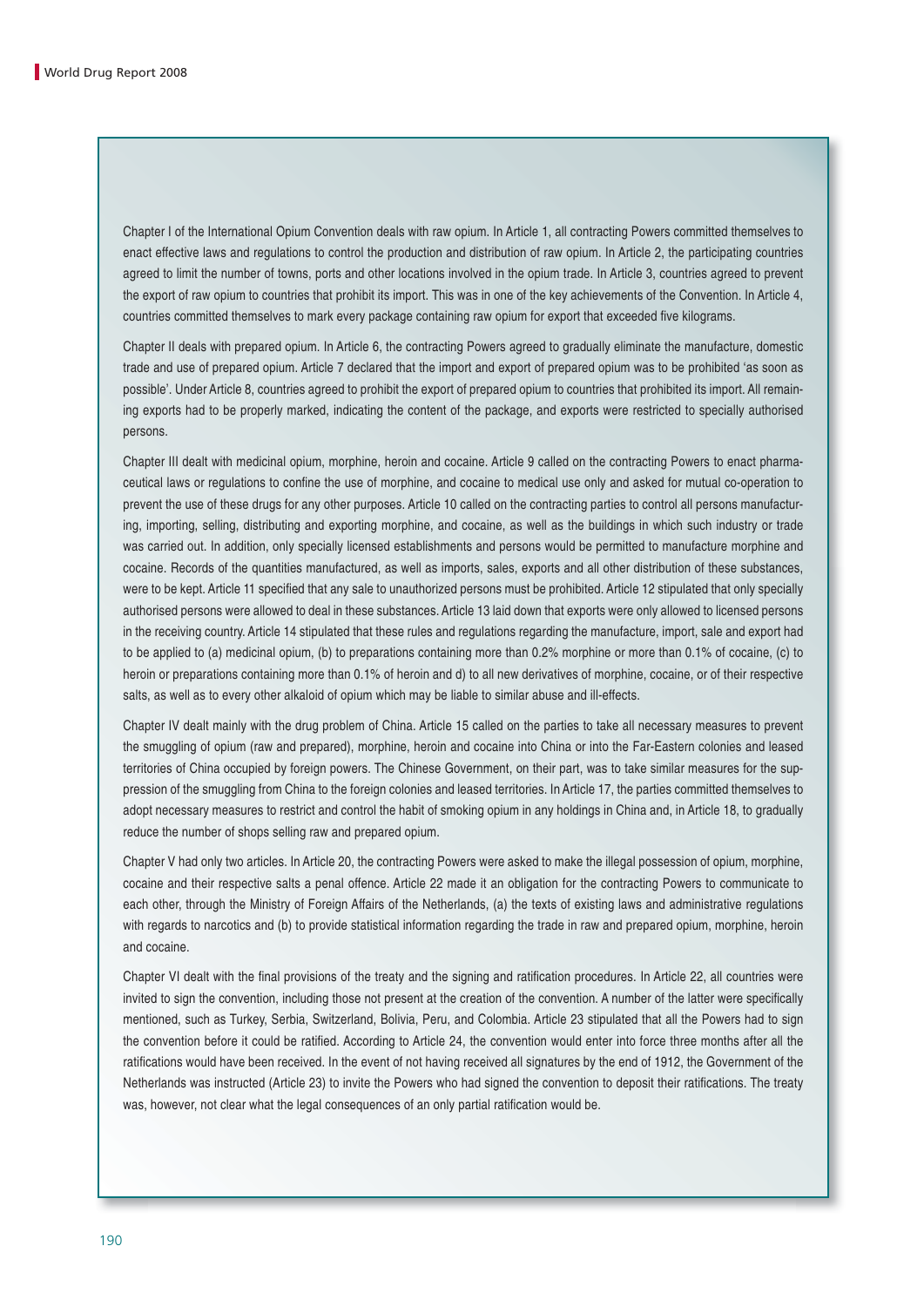Chapter I of the International Opium Convention deals with raw opium. In Article 1, all contracting Powers committed themselves to enact effective laws and regulations to control the production and distribution of raw opium. In Article 2, the participating countries agreed to limit the number of towns, ports and other locations involved in the opium trade. In Article 3, countries agreed to prevent the export of raw opium to countries that prohibit its import. This was in one of the key achievements of the Convention. In Article 4, countries committed themselves to mark every package containing raw opium for export that exceeded five kilograms.

Chapter II deals with prepared opium. In Article 6, the contracting Powers agreed to gradually eliminate the manufacture, domestic trade and use of prepared opium. Article 7 declared that the import and export of prepared opium was to be prohibited 'as soon as possible'. Under Article 8, countries agreed to prohibit the export of prepared opium to countries that prohibited its import. All remaining exports had to be properly marked, indicating the content of the package, and exports were restricted to specially authorised persons.

Chapter III dealt with medicinal opium, morphine, heroin and cocaine. Article 9 called on the contracting Powers to enact pharmaceutical laws or regulations to confine the use of morphine, and cocaine to medical use only and asked for mutual co-operation to prevent the use of these drugs for any other purposes. Article 10 called on the contracting parties to control all persons manufacturing, importing, selling, distributing and exporting morphine, and cocaine, as well as the buildings in which such industry or trade was carried out. In addition, only specially licensed establishments and persons would be permitted to manufacture morphine and cocaine. Records of the quantities manufactured, as well as imports, sales, exports and all other distribution of these substances, were to be kept. Article 11 specified that any sale to unauthorized persons must be prohibited. Article 12 stipulated that only specially authorised persons were allowed to deal in these substances. Article 13 laid down that exports were only allowed to licensed persons in the receiving country. Article 14 stipulated that these rules and regulations regarding the manufacture, import, sale and export had to be applied to (a) medicinal opium, (b) to preparations containing more than 0.2% morphine or more than 0.1% of cocaine, (c) to heroin or preparations containing more than 0.1% of heroin and d) to all new derivatives of morphine, cocaine, or of their respective salts, as well as to every other alkaloid of opium which may be liable to similar abuse and ill-effects.

Chapter IV dealt mainly with the drug problem of China. Article 15 called on the parties to take all necessary measures to prevent the smuggling of opium (raw and prepared), morphine, heroin and cocaine into China or into the Far-Eastern colonies and leased territories of China occupied by foreign powers. The Chinese Government, on their part, was to take similar measures for the suppression of the smuggling from China to the foreign colonies and leased territories. In Article 17, the parties committed themselves to adopt necessary measures to restrict and control the habit of smoking opium in any holdings in China and, in Article 18, to gradually reduce the number of shops selling raw and prepared opium.

Chapter V had only two articles. In Article 20, the contracting Powers were asked to make the illegal possession of opium, morphine, cocaine and their respective salts a penal offence. Article 22 made it an obligation for the contracting Powers to communicate to each other, through the Ministry of Foreign Affairs of the Netherlands, (a) the texts of existing laws and administrative regulations with regards to narcotics and (b) to provide statistical information regarding the trade in raw and prepared opium, morphine, heroin and cocaine.

Chapter VI dealt with the final provisions of the treaty and the signing and ratification procedures. In Article 22, all countries were invited to sign the convention, including those not present at the creation of the convention. A number of the latter were specifically mentioned, such as Turkey, Serbia, Switzerland, Bolivia, Peru, and Colombia. Article 23 stipulated that all the Powers had to sign the convention before it could be ratified. According to Article 24, the convention would enter into force three months after all the ratifications would have been received. In the event of not having received all signatures by the end of 1912, the Government of the Netherlands was instructed (Article 23) to invite the Powers who had signed the convention to deposit their ratifications. The treaty was, however, not clear what the legal consequences of an only partial ratification would be.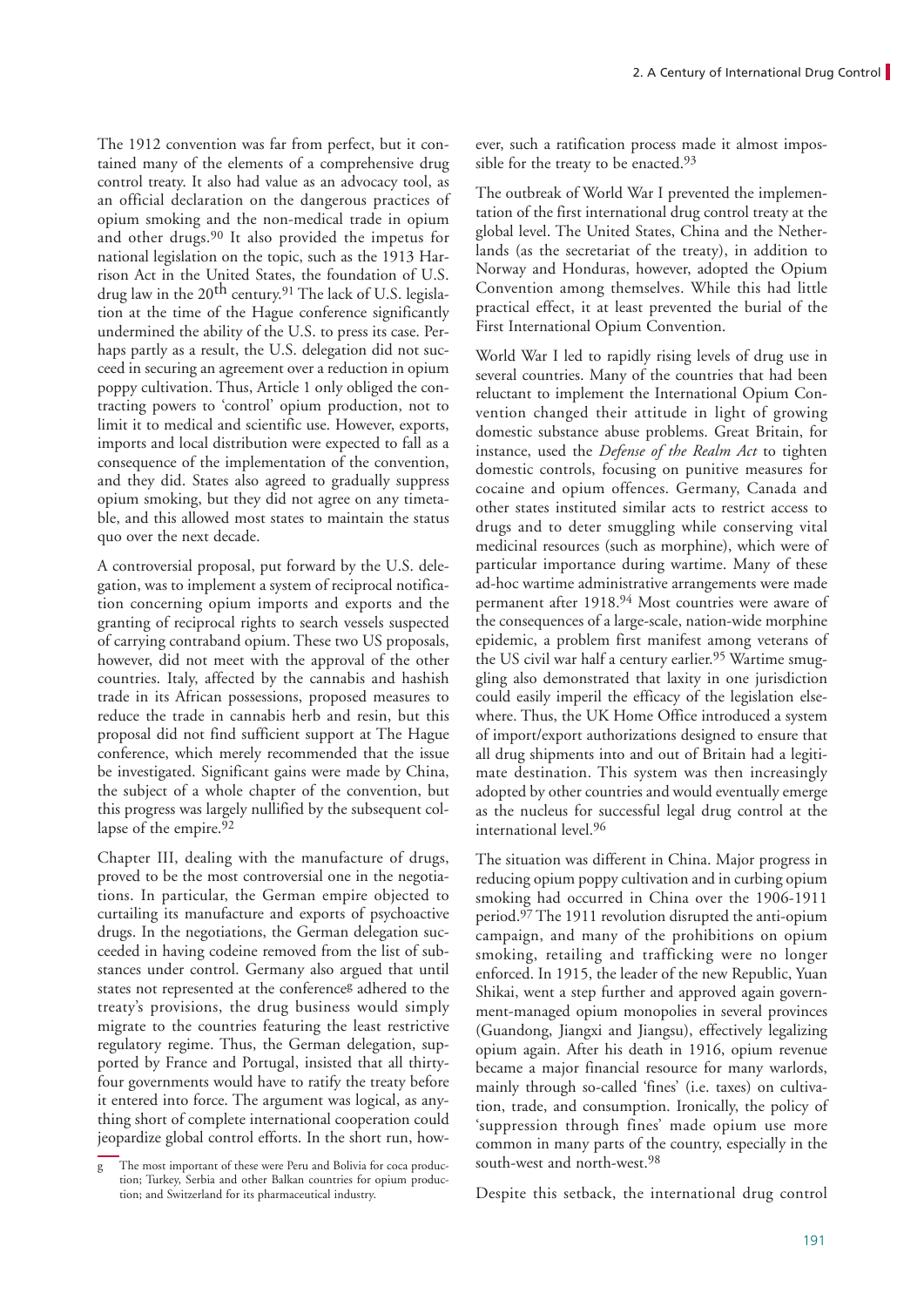The 1912 convention was far from perfect, but it contained many of the elements of a comprehensive drug control treaty. It also had value as an advocacy tool, as an official declaration on the dangerous practices of opium smoking and the non-medical trade in opium and other drugs.[90] It also provided the impetus for national legislation on the topic, such as the 1913 Harrison Act in the United States, the foundation of U.S. drug law in the 20th century.[91] The lack of U.S. legislation at the time of the Hague conference significantly undermined the ability of the U.S. to press its case. Perhaps partly as a result, the U.S. delegation did not succeed in securing an agreement over a reduction in opium poppy cultivation. Thus, Article 1 only obliged the contracting powers to 'control' opium production, not to limit it to medical and scientific use. However, exports, imports and local distribution were expected to fall as a consequence of the implementation of the convention, and they did. States also agreed to gradually suppress opium smoking, but they did not agree on any timetable, and this allowed most states to maintain the status quo over the next decade.

A controversial proposal, put forward by the U.S. delegation, was to implement a system of reciprocal notification concerning opium imports and exports and the granting of reciprocal rights to search vessels suspected of carrying contraband opium. These two US proposals, however, did not meet with the approval of the other countries. Italy, affected by the cannabis and hashish trade in its African possessions, proposed measures to reduce the trade in cannabis herb and resin, but this proposal did not find sufficient support at The Hague conference, which merely recommended that the issue be investigated. Significant gains were made by China, the subject of a whole chapter of the convention, but this progress was largely nullified by the subsequent collapse of the empire.[92]

Chapter III, dealing with the manufacture of drugs, proved to be the most controversial one in the negotiations. In particular, the German empire objected to curtailing its manufacture and exports of psychoactive drugs. In the negotiations, the German delegation succeeded in having codeine removed from the list of substances under control. Germany also argued that until states not represented at the conference[g] adhered to the treaty's provisions, the drug business would simply migrate to the countries featuring the least restrictive regulatory regime. Thus, the German delegation, supported by France and Portugal, insisted that all thirty-four governments would have to ratify the treaty before it entered into force. The argument was logical, as anything short of complete international cooperation could jeopardize global control efforts. In the short run, however, such a ratification process made it almost impossible for the treaty to be enacted.[93]

The outbreak of World War I prevented the implementation of the first international drug control treaty at the global level. The United States, China and the Netherlands (as the secretariat of the treaty), in addition to Norway and Honduras, however, adopted the Opium Convention among themselves. While this had little practical effect, it at least prevented the burial of the First International Opium Convention.

World War I led to rapidly rising levels of drug use in several countries. Many of the countries that had been reluctant to implement the International Opium Convention changed their attitude in light of growing domestic substance abuse problems. Great Britain, for instance, used the *Defense of the Realm Act* to tighten domestic controls, focusing on punitive measures for cocaine and opium offences. Germany, Canada and other states instituted similar acts to restrict access to drugs and to deter smuggling while conserving vital medicinal resources (such as morphine), which were of particular importance during wartime. Many of these ad-hoc wartime administrative arrangements were made permanent after 1918.[94] Most countries were aware of the consequences of a large-scale, nation-wide morphine epidemic, a problem first manifest among veterans of the US civil war half a century earlier.[95] Wartime smuggling also demonstrated that laxity in one jurisdiction could easily imperil the efficacy of the legislation elsewhere. Thus, the UK Home Office introduced a system of import/export authorizations designed to ensure that all drug shipments into and out of Britain had a legitimate destination. This system was then increasingly adopted by other countries and would eventually emerge as the nucleus for successful legal drug control at the international level.[96]

The situation was different in China. Major progress in reducing opium poppy cultivation and in curbing opium smoking had occurred in China over the 1906-1911 period.[97] The 1911 revolution disrupted the anti-opium campaign, and many of the prohibitions on opium smoking, retailing and trafficking were no longer enforced. In 1915, the leader of the new Republic, Yuan Shikai, went a step further and approved again government-managed opium monopolies in several provinces (Guandong, Jiangxi and Jiangsu), effectively legalizing opium again. After his death in 1916, opium revenue became a major financial resource for many warlords, mainly through so-called 'fines' (i.e. taxes) on cultivation, trade, and consumption. Ironically, the policy of 'suppression through fines' made opium use more common in many parts of the country, especially in the south-west and north-west.[98]

Despite this setback, the international drug control

---

[g] The most important of these were Peru and Bolivia for coca production; Turkey, Serbia and other Balkan countries for opium production; and Switzerland for its pharmaceutical industry.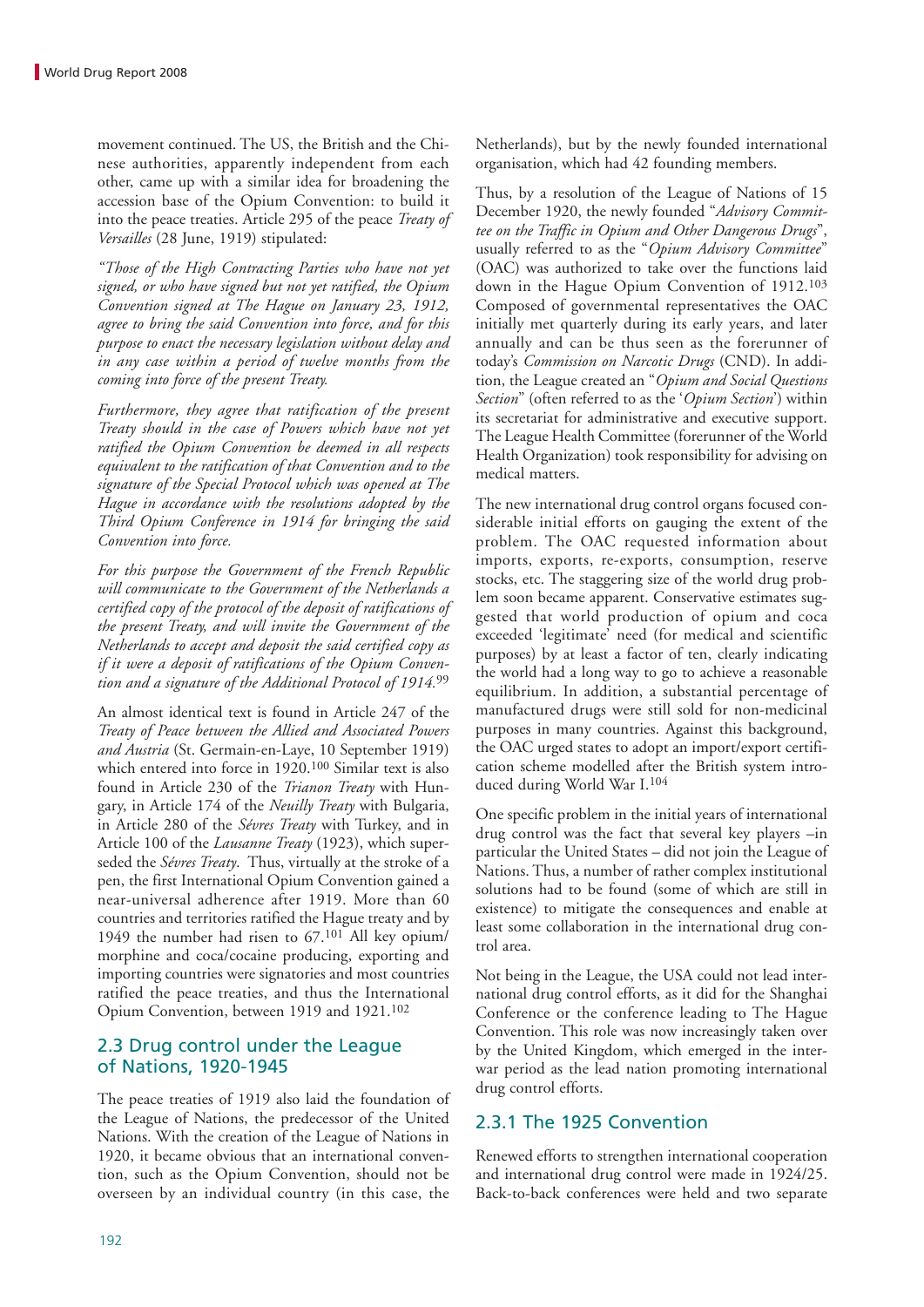movement continued. The US, the British and the Chinese authorities, apparently independent from each other, came up with a similar idea for broadening the accession base of the Opium Convention: to build it into the peace treaties. Article 295 of the peace *Treaty of Versailles* (28 June, 1919) stipulated:

*"Those of the High Contracting Parties who have not yet signed, or who have signed but not yet ratified, the Opium Convention signed at The Hague on January 23, 1912, agree to bring the said Convention into force, and for this purpose to enact the necessary legislation without delay and in any case within a period of twelve months from the coming into force of the present Treaty.*

*Furthermore, they agree that ratification of the present Treaty should in the case of Powers which have not yet ratified the Opium Convention be deemed in all respects equivalent to the ratification of that Convention and to the signature of the Special Protocol which was opened at The Hague in accordance with the resolutions adopted by the Third Opium Conference in 1914 for bringing the said Convention into force.*

*For this purpose the Government of the French Republic will communicate to the Government of the Netherlands a certified copy of the protocol of the deposit of ratifications of the present Treaty, and will invite the Government of the Netherlands to accept and deposit the said certified copy as if it were a deposit of ratifications of the Opium Convention and a signature of the Additional Protocol of 1914.*[99]

An almost identical text is found in Article 247 of the *Treaty of Peace between the Allied and Associated Powers and Austria* (St. Germain-en-Laye, 10 September 1919) which entered into force in 1920.[100] Similar text is also found in Article 230 of the *Trianon Treaty* with Hungary, in Article 174 of the *Neuilly Treaty* with Bulgaria, in Article 280 of the *Sévres Treaty* with Turkey, and in Article 100 of the *Lausanne Treaty* (1923), which superseded the *Sévres Treaty*. Thus, virtually at the stroke of a pen, the first International Opium Convention gained a near-universal adherence after 1919. More than 60 countries and territories ratified the Hague treaty and by 1949 the number had risen to 67.[101] All key opium/morphine and coca/cocaine producing, exporting and importing countries were signatories and most countries ratified the peace treaties, and thus the International Opium Convention, between 1919 and 1921.[102]

## 2.3 Drug control under the League of Nations, 1920-1945

The peace treaties of 1919 also laid the foundation of the League of Nations, the predecessor of the United Nations. With the creation of the League of Nations in 1920, it became obvious that an international convention, such as the Opium Convention, should not be overseen by an individual country (in this case, the Netherlands), but by the newly founded international organisation, which had 42 founding members.

Thus, by a resolution of the League of Nations of 15 December 1920, the newly founded "*Advisory Committee on the Traffic in Opium and Other Dangerous Drugs*", usually referred to as the "*Opium Advisory Committee*" (OAC) was authorized to take over the functions laid down in the Hague Opium Convention of 1912.[103] Composed of governmental representatives the OAC initially met quarterly during its early years, and later annually and can be thus seen as the forerunner of today's *Commission on Narcotic Drugs* (CND). In addition, the League created an "*Opium and Social Questions Section*" (often referred to as the '*Opium Section*') within its secretariat for administrative and executive support. The League Health Committee (forerunner of the World Health Organization) took responsibility for advising on medical matters.

The new international drug control organs focused considerable initial efforts on gauging the extent of the problem. The OAC requested information about imports, exports, re-exports, consumption, reserve stocks, etc. The staggering size of the world drug problem soon became apparent. Conservative estimates suggested that world production of opium and coca exceeded 'legitimate' need (for medical and scientific purposes) by at least a factor of ten, clearly indicating the world had a long way to go to achieve a reasonable equilibrium. In addition, a substantial percentage of manufactured drugs were still sold for non-medicinal purposes in many countries. Against this background, the OAC urged states to adopt an import/export certification scheme modelled after the British system introduced during World War I.[104]

One specific problem in the initial years of international drug control was the fact that several key players –in particular the United States – did not join the League of Nations. Thus, a number of rather complex institutional solutions had to be found (some of which are still in existence) to mitigate the consequences and enable at least some collaboration in the international drug control area.

Not being in the League, the USA could not lead international drug control efforts, as it did for the Shanghai Conference or the conference leading to The Hague Convention. This role was now increasingly taken over by the United Kingdom, which emerged in the inter-war period as the lead nation promoting international drug control efforts.

### 2.3.1 The 1925 Convention

Renewed efforts to strengthen international cooperation and international drug control were made in 1924/25. Back-to-back conferences were held and two separate